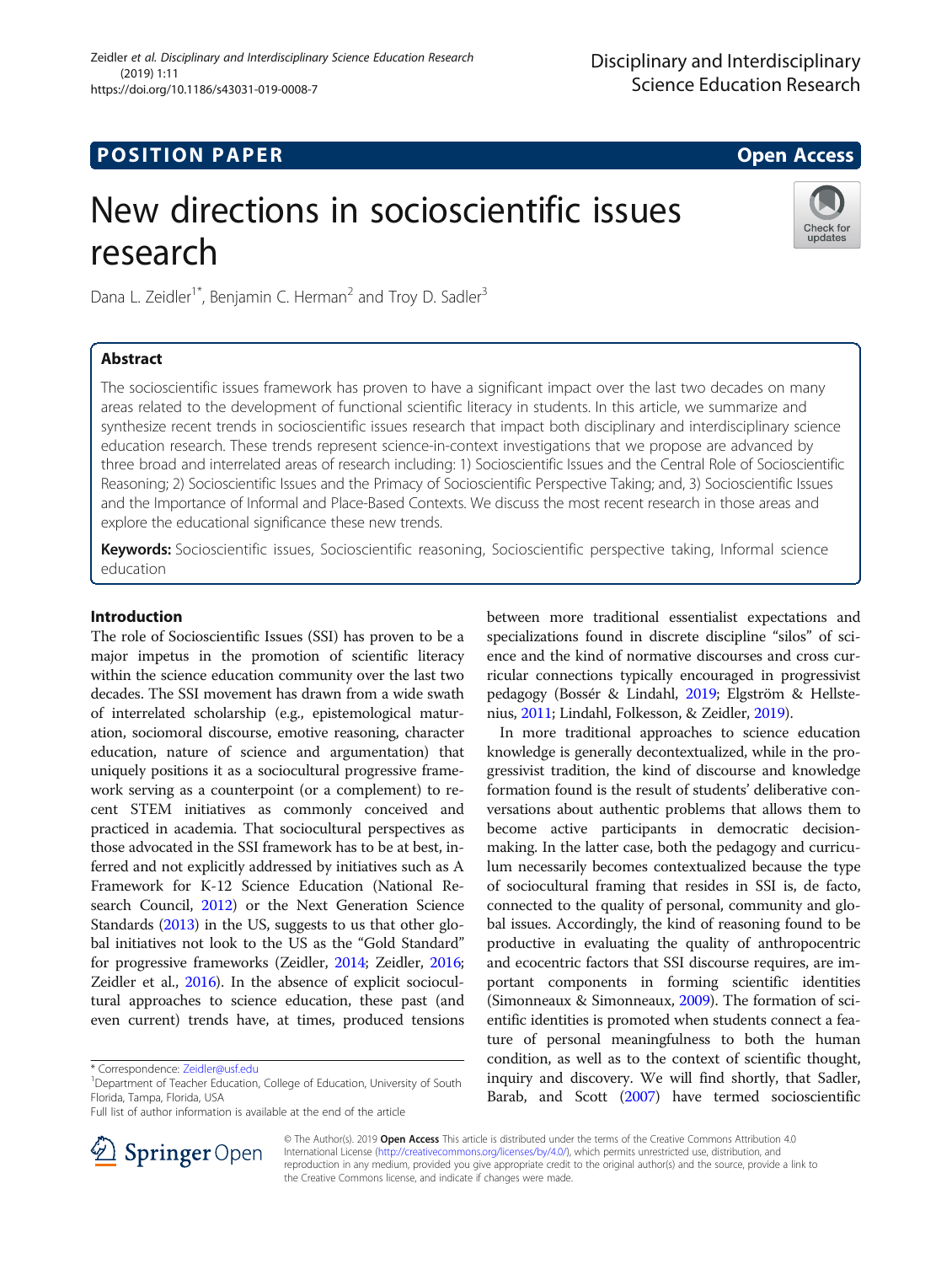POSITION PAPER

Open Access

# New directions in socioscientific issues research

Dana L. Zeidler[1*], Benjamin C. Herman[2] and Troy D. Sadler[3]

## Abstract

The socioscientific issues framework has proven to have a significant impact over the last two decades on many areas related to the development of functional scientific literacy in students. In this article, we summarize and synthesize recent trends in socioscientific issues research that impact both disciplinary and interdisciplinary science education research. These trends represent science-in-context investigations that we propose are advanced by three broad and interrelated areas of research including: 1) Socioscientific Issues and the Central Role of Socioscientific Reasoning; 2) Socioscientific Issues and the Primacy of Socioscientific Perspective Taking; and, 3) Socioscientific Issues and the Importance of Informal and Place-Based Contexts. We discuss the most recent research in those areas and explore the educational significance these new trends.

**Keywords:** Socioscientific issues, Socioscientific reasoning, Socioscientific perspective taking, Informal science education

## Introduction

The role of Socioscientific Issues (SSI) has proven to be a major impetus in the promotion of scientific literacy within the science education community over the last two decades. The SSI movement has drawn from a wide swath of interrelated scholarship (e.g., epistemological maturation, sociomoral discourse, emotive reasoning, character education, nature of science and argumentation) that uniquely positions it as a sociocultural progressive framework serving as a counterpoint (or a complement) to recent STEM initiatives as commonly conceived and practiced in academia. That sociocultural perspectives as those advocated in the SSI framework has to be at best, inferred and not explicitly addressed by initiatives such as A Framework for K-12 Science Education (National Research Council, 2012) or the Next Generation Science Standards (2013) in the US, suggests to us that other global initiatives not look to the US as the "Gold Standard" for progressive frameworks (Zeidler, 2014; Zeidler, 2016; Zeidler et al., 2016). In the absence of explicit sociocultural approaches to science education, these past (and even current) trends have, at times, produced tensions between more traditional essentialist expectations and specializations found in discrete discipline "silos" of science and the kind of normative discourses and cross curricular connections typically encouraged in progressivist pedagogy (Bossér & Lindahl, 2019; Elgström & Hellstenius, 2011; Lindahl, Folkesson, & Zeidler, 2019).

In more traditional approaches to science education knowledge is generally decontextualized, while in the progressivist tradition, the kind of discourse and knowledge formation found is the result of students' deliberative conversations about authentic problems that allows them to become active participants in democratic decision-making. In the latter case, both the pedagogy and curriculum necessarily becomes contextualized because the type of sociocultural framing that resides in SSI is, de facto, connected to the quality of personal, community and global issues. Accordingly, the kind of reasoning found to be productive in evaluating the quality of anthropocentric and ecocentric factors that SSI discourse requires, are important components in forming scientific identities (Simonneaux & Simonneaux, 2009). The formation of scientific identities is promoted when students connect a feature of personal meaningfulness to both the human condition, as well as to the context of scientific thought, inquiry and discovery. We will find shortly, that Sadler, Barab, and Scott (2007) have termed socioscientific

\* Correspondence: Zeidler@usf.edu
[1]Department of Teacher Education, College of Education, University of South Florida, Tampa, Florida, USA
Full list of author information is available at the end of the article

© The Author(s). 2019 **Open Access** This article is distributed under the terms of the Creative Commons Attribution 4.0 International License (http://creativecommons.org/licenses/by/4.0/), which permits unrestricted use, distribution, and reproduction in any medium, provided you give appropriate credit to the original author(s) and the source, provide a link to the Creative Commons license, and indicate if changes were made.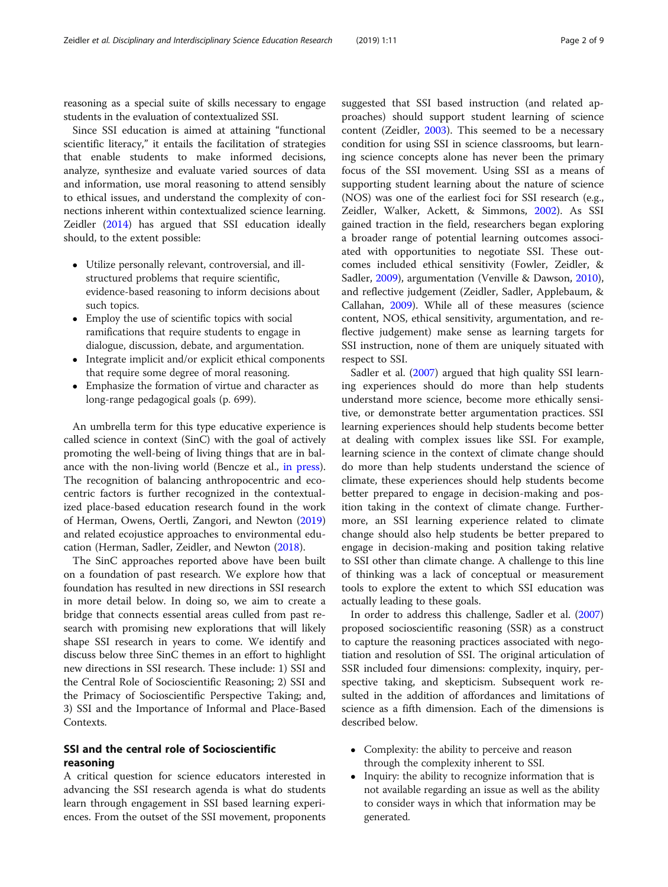reasoning as a special suite of skills necessary to engage students in the evaluation of contextualized SSI.

Since SSI education is aimed at attaining "functional scientific literacy," it entails the facilitation of strategies that enable students to make informed decisions, analyze, synthesize and evaluate varied sources of data and information, use moral reasoning to attend sensibly to ethical issues, and understand the complexity of connections inherent within contextualized science learning. Zeidler (2014) has argued that SSI education ideally should, to the extent possible:

- Utilize personally relevant, controversial, and ill-structured problems that require scientific, evidence-based reasoning to inform decisions about such topics.
- Employ the use of scientific topics with social ramifications that require students to engage in dialogue, discussion, debate, and argumentation.
- Integrate implicit and/or explicit ethical components that require some degree of moral reasoning.
- Emphasize the formation of virtue and character as long-range pedagogical goals (p. 699).

An umbrella term for this type educative experience is called science in context (SinC) with the goal of actively promoting the well-being of living things that are in balance with the non-living world (Bencze et al., in press). The recognition of balancing anthropocentric and ecocentric factors is further recognized in the contextualized place-based education research found in the work of Herman, Owens, Oertli, Zangori, and Newton (2019) and related ecojustice approaches to environmental education (Herman, Sadler, Zeidler, and Newton (2018).

The SinC approaches reported above have been built on a foundation of past research. We explore how that foundation has resulted in new directions in SSI research in more detail below. In doing so, we aim to create a bridge that connects essential areas culled from past research with promising new explorations that will likely shape SSI research in years to come. We identify and discuss below three SinC themes in an effort to highlight new directions in SSI research. These include: 1) SSI and the Central Role of Socioscientific Reasoning; 2) SSI and the Primacy of Socioscientific Perspective Taking; and, 3) SSI and the Importance of Informal and Place-Based Contexts.

## SSI and the central role of Socioscientific reasoning

A critical question for science educators interested in advancing the SSI research agenda is what do students learn through engagement in SSI based learning experiences. From the outset of the SSI movement, proponents suggested that SSI based instruction (and related approaches) should support student learning of science content (Zeidler, 2003). This seemed to be a necessary condition for using SSI in science classrooms, but learning science concepts alone has never been the primary focus of the SSI movement. Using SSI as a means of supporting student learning about the nature of science (NOS) was one of the earliest foci for SSI research (e.g., Zeidler, Walker, Ackett, & Simmons, 2002). As SSI gained traction in the field, researchers began exploring a broader range of potential learning outcomes associated with opportunities to negotiate SSI. These outcomes included ethical sensitivity (Fowler, Zeidler, & Sadler, 2009), argumentation (Venville & Dawson, 2010), and reflective judgement (Zeidler, Sadler, Applebaum, & Callahan, 2009). While all of these measures (science content, NOS, ethical sensitivity, argumentation, and reflective judgement) make sense as learning targets for SSI instruction, none of them are uniquely situated with respect to SSI.

Sadler et al. (2007) argued that high quality SSI learning experiences should do more than help students understand more science, become more ethically sensitive, or demonstrate better argumentation practices. SSI learning experiences should help students become better at dealing with complex issues like SSI. For example, learning science in the context of climate change should do more than help students understand the science of climate, these experiences should help students become better prepared to engage in decision-making and position taking in the context of climate change. Furthermore, an SSI learning experience related to climate change should also help students be better prepared to engage in decision-making and position taking relative to SSI other than climate change. A challenge to this line of thinking was a lack of conceptual or measurement tools to explore the extent to which SSI education was actually leading to these goals.

In order to address this challenge, Sadler et al. (2007) proposed socioscientific reasoning (SSR) as a construct to capture the reasoning practices associated with negotiation and resolution of SSI. The original articulation of SSR included four dimensions: complexity, inquiry, perspective taking, and skepticism. Subsequent work resulted in the addition of affordances and limitations of science as a fifth dimension. Each of the dimensions is described below.

- Complexity: the ability to perceive and reason through the complexity inherent to SSI.
- Inquiry: the ability to recognize information that is not available regarding an issue as well as the ability to consider ways in which that information may be generated.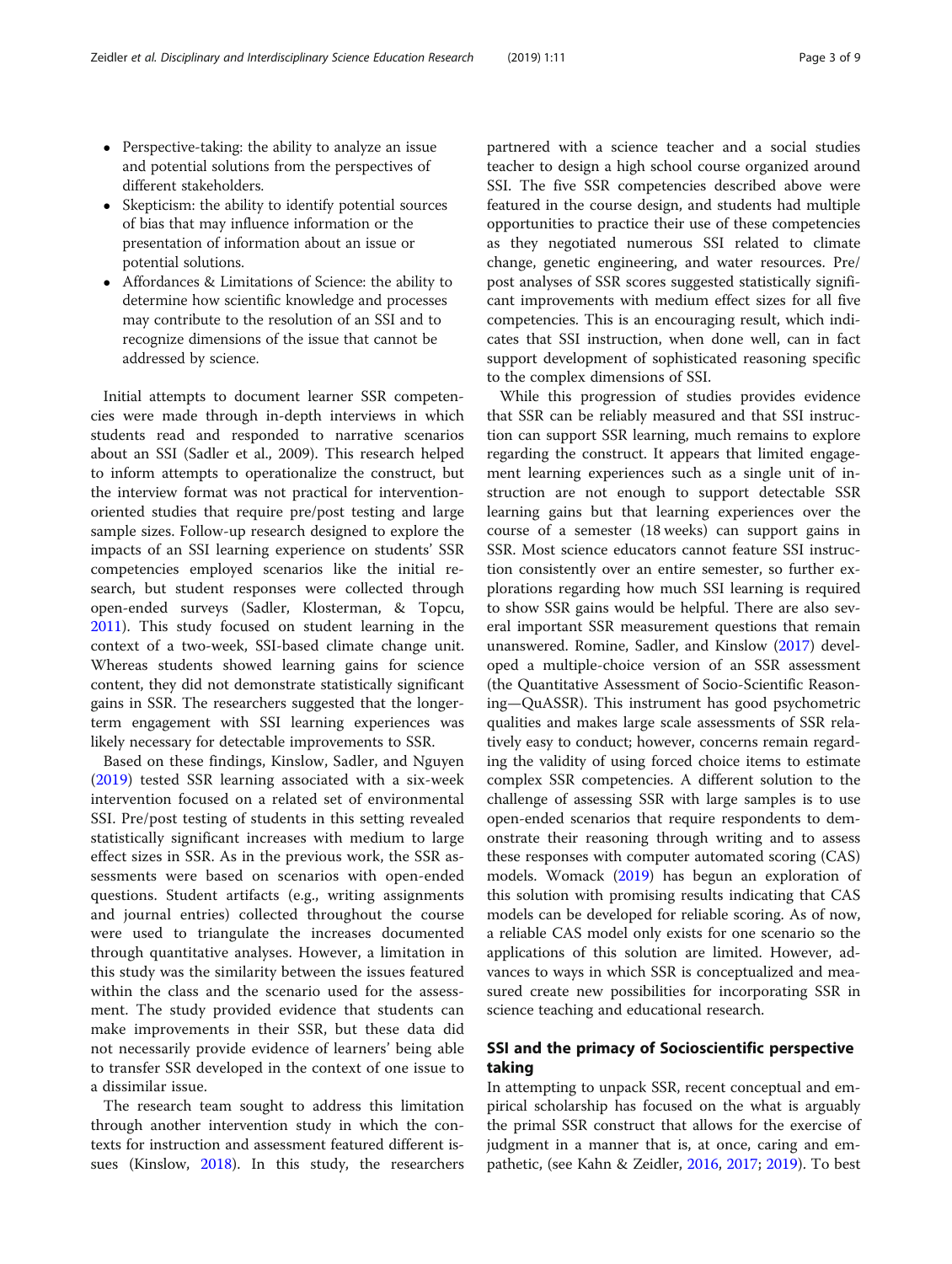- Perspective-taking: the ability to analyze an issue and potential solutions from the perspectives of different stakeholders.
- Skepticism: the ability to identify potential sources of bias that may influence information or the presentation of information about an issue or potential solutions.
- Affordances & Limitations of Science: the ability to determine how scientific knowledge and processes may contribute to the resolution of an SSI and to recognize dimensions of the issue that cannot be addressed by science.

Initial attempts to document learner SSR competencies were made through in-depth interviews in which students read and responded to narrative scenarios about an SSI (Sadler et al., 2009). This research helped to inform attempts to operationalize the construct, but the interview format was not practical for intervention-oriented studies that require pre/post testing and large sample sizes. Follow-up research designed to explore the impacts of an SSI learning experience on students' SSR competencies employed scenarios like the initial research, but student responses were collected through open-ended surveys (Sadler, Klosterman, & Topcu, 2011). This study focused on student learning in the context of a two-week, SSI-based climate change unit. Whereas students showed learning gains for science content, they did not demonstrate statistically significant gains in SSR. The researchers suggested that the longer-term engagement with SSI learning experiences was likely necessary for detectable improvements to SSR.

Based on these findings, Kinslow, Sadler, and Nguyen (2019) tested SSR learning associated with a six-week intervention focused on a related set of environmental SSI. Pre/post testing of students in this setting revealed statistically significant increases with medium to large effect sizes in SSR. As in the previous work, the SSR assessments were based on scenarios with open-ended questions. Student artifacts (e.g., writing assignments and journal entries) collected throughout the course were used to triangulate the increases documented through quantitative analyses. However, a limitation in this study was the similarity between the issues featured within the class and the scenario used for the assessment. The study provided evidence that students can make improvements in their SSR, but these data did not necessarily provide evidence of learners' being able to transfer SSR developed in the context of one issue to a dissimilar issue.

The research team sought to address this limitation through another intervention study in which the contexts for instruction and assessment featured different issues (Kinslow, 2018). In this study, the researchers partnered with a science teacher and a social studies teacher to design a high school course organized around SSI. The five SSR competencies described above were featured in the course design, and students had multiple opportunities to practice their use of these competencies as they negotiated numerous SSI related to climate change, genetic engineering, and water resources. Pre/post analyses of SSR scores suggested statistically significant improvements with medium effect sizes for all five competencies. This is an encouraging result, which indicates that SSI instruction, when done well, can in fact support development of sophisticated reasoning specific to the complex dimensions of SSI.

While this progression of studies provides evidence that SSR can be reliably measured and that SSI instruction can support SSR learning, much remains to explore regarding the construct. It appears that limited engagement learning experiences such as a single unit of instruction are not enough to support detectable SSR learning gains but that learning experiences over the course of a semester (18 weeks) can support gains in SSR. Most science educators cannot feature SSI instruction consistently over an entire semester, so further explorations regarding how much SSI learning is required to show SSR gains would be helpful. There are also several important SSR measurement questions that remain unanswered. Romine, Sadler, and Kinslow (2017) developed a multiple-choice version of an SSR assessment (the Quantitative Assessment of Socio-Scientific Reasoning—QuASSR). This instrument has good psychometric qualities and makes large scale assessments of SSR relatively easy to conduct; however, concerns remain regarding the validity of using forced choice items to estimate complex SSR competencies. A different solution to the challenge of assessing SSR with large samples is to use open-ended scenarios that require respondents to demonstrate their reasoning through writing and to assess these responses with computer automated scoring (CAS) models. Womack (2019) has begun an exploration of this solution with promising results indicating that CAS models can be developed for reliable scoring. As of now, a reliable CAS model only exists for one scenario so the applications of this solution are limited. However, advances to ways in which SSR is conceptualized and measured create new possibilities for incorporating SSR in science teaching and educational research.

## SSI and the primacy of Socioscientific perspective taking

In attempting to unpack SSR, recent conceptual and empirical scholarship has focused on the what is arguably the primal SSR construct that allows for the exercise of judgment in a manner that is, at once, caring and empathetic, (see Kahn & Zeidler, 2016, 2017; 2019). To best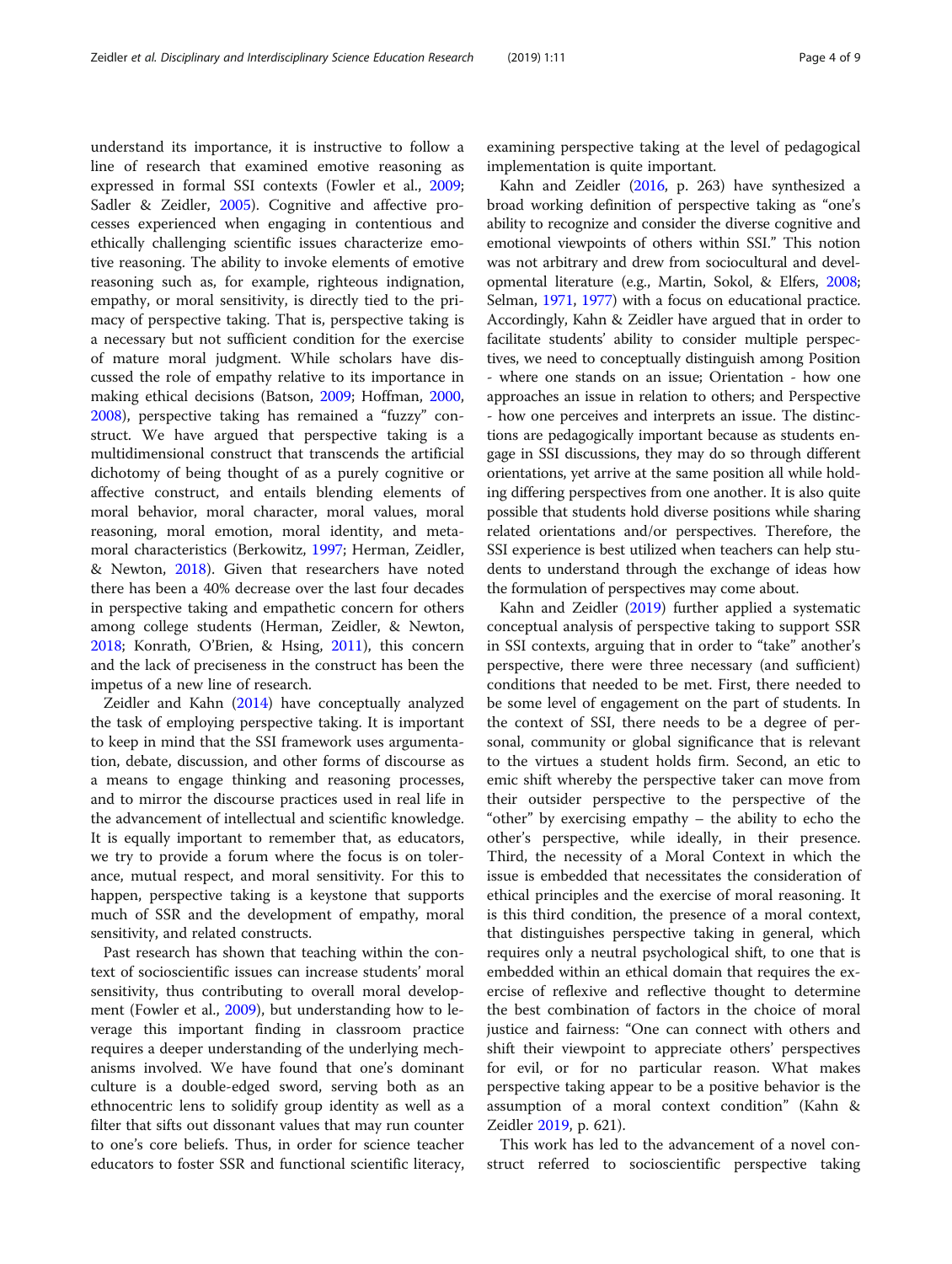understand its importance, it is instructive to follow a line of research that examined emotive reasoning as expressed in formal SSI contexts (Fowler et al., 2009; Sadler & Zeidler, 2005). Cognitive and affective processes experienced when engaging in contentious and ethically challenging scientific issues characterize emotive reasoning. The ability to invoke elements of emotive reasoning such as, for example, righteous indignation, empathy, or moral sensitivity, is directly tied to the primacy of perspective taking. That is, perspective taking is a necessary but not sufficient condition for the exercise of mature moral judgment. While scholars have discussed the role of empathy relative to its importance in making ethical decisions (Batson, 2009; Hoffman, 2000, 2008), perspective taking has remained a "fuzzy" construct. We have argued that perspective taking is a multidimensional construct that transcends the artificial dichotomy of being thought of as a purely cognitive or affective construct, and entails blending elements of moral behavior, moral character, moral values, moral reasoning, moral emotion, moral identity, and meta-moral characteristics (Berkowitz, 1997; Herman, Zeidler, & Newton, 2018). Given that researchers have noted there has been a 40% decrease over the last four decades in perspective taking and empathetic concern for others among college students (Herman, Zeidler, & Newton, 2018; Konrath, O'Brien, & Hsing, 2011), this concern and the lack of preciseness in the construct has been the impetus of a new line of research.

Zeidler and Kahn (2014) have conceptually analyzed the task of employing perspective taking. It is important to keep in mind that the SSI framework uses argumentation, debate, discussion, and other forms of discourse as a means to engage thinking and reasoning processes, and to mirror the discourse practices used in real life in the advancement of intellectual and scientific knowledge. It is equally important to remember that, as educators, we try to provide a forum where the focus is on tolerance, mutual respect, and moral sensitivity. For this to happen, perspective taking is a keystone that supports much of SSR and the development of empathy, moral sensitivity, and related constructs.

Past research has shown that teaching within the context of socioscientific issues can increase students' moral sensitivity, thus contributing to overall moral development (Fowler et al., 2009), but understanding how to leverage this important finding in classroom practice requires a deeper understanding of the underlying mechanisms involved. We have found that one's dominant culture is a double-edged sword, serving both as an ethnocentric lens to solidify group identity as well as a filter that sifts out dissonant values that may run counter to one's core beliefs. Thus, in order for science teacher educators to foster SSR and functional scientific literacy, examining perspective taking at the level of pedagogical implementation is quite important.

Kahn and Zeidler (2016, p. 263) have synthesized a broad working definition of perspective taking as "one's ability to recognize and consider the diverse cognitive and emotional viewpoints of others within SSI." This notion was not arbitrary and drew from sociocultural and developmental literature (e.g., Martin, Sokol, & Elfers, 2008; Selman, 1971, 1977) with a focus on educational practice. Accordingly, Kahn & Zeidler have argued that in order to facilitate students' ability to consider multiple perspectives, we need to conceptually distinguish among Position - where one stands on an issue; Orientation - how one approaches an issue in relation to others; and Perspective - how one perceives and interprets an issue. The distinctions are pedagogically important because as students engage in SSI discussions, they may do so through different orientations, yet arrive at the same position all while holding differing perspectives from one another. It is also quite possible that students hold diverse positions while sharing related orientations and/or perspectives. Therefore, the SSI experience is best utilized when teachers can help students to understand through the exchange of ideas how the formulation of perspectives may come about.

Kahn and Zeidler (2019) further applied a systematic conceptual analysis of perspective taking to support SSR in SSI contexts, arguing that in order to "take" another's perspective, there were three necessary (and sufficient) conditions that needed to be met. First, there needed to be some level of engagement on the part of students. In the context of SSI, there needs to be a degree of personal, community or global significance that is relevant to the virtues a student holds firm. Second, an etic to emic shift whereby the perspective taker can move from their outsider perspective to the perspective of the "other" by exercising empathy – the ability to echo the other's perspective, while ideally, in their presence. Third, the necessity of a Moral Context in which the issue is embedded that necessitates the consideration of ethical principles and the exercise of moral reasoning. It is this third condition, the presence of a moral context, that distinguishes perspective taking in general, which requires only a neutral psychological shift, to one that is embedded within an ethical domain that requires the exercise of reflexive and reflective thought to determine the best combination of factors in the choice of moral justice and fairness: "One can connect with others and shift their viewpoint to appreciate others' perspectives for evil, or for no particular reason. What makes perspective taking appear to be a positive behavior is the assumption of a moral context condition" (Kahn & Zeidler 2019, p. 621).

This work has led to the advancement of a novel construct referred to socioscientific perspective taking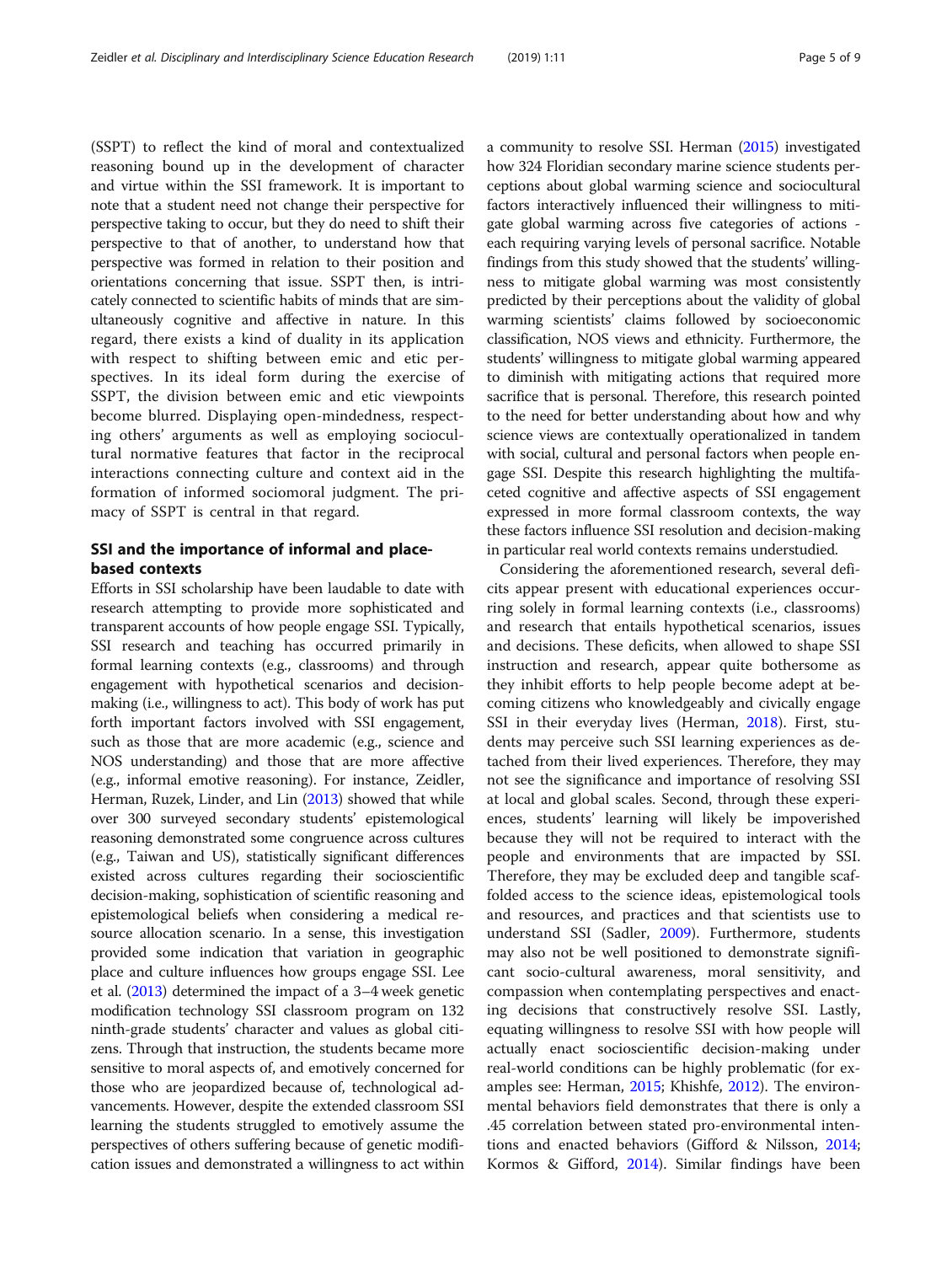(SSPT) to reflect the kind of moral and contextualized reasoning bound up in the development of character and virtue within the SSI framework. It is important to note that a student need not change their perspective for perspective taking to occur, but they do need to shift their perspective to that of another, to understand how that perspective was formed in relation to their position and orientations concerning that issue. SSPT then, is intricately connected to scientific habits of minds that are simultaneously cognitive and affective in nature. In this regard, there exists a kind of duality in its application with respect to shifting between emic and etic perspectives. In its ideal form during the exercise of SSPT, the division between emic and etic viewpoints become blurred. Displaying open-mindedness, respecting others' arguments as well as employing sociocultural normative features that factor in the reciprocal interactions connecting culture and context aid in the formation of informed sociomoral judgment. The primacy of SSPT is central in that regard.

## SSI and the importance of informal and place-based contexts

Efforts in SSI scholarship have been laudable to date with research attempting to provide more sophisticated and transparent accounts of how people engage SSI. Typically, SSI research and teaching has occurred primarily in formal learning contexts (e.g., classrooms) and through engagement with hypothetical scenarios and decision-making (i.e., willingness to act). This body of work has put forth important factors involved with SSI engagement, such as those that are more academic (e.g., science and NOS understanding) and those that are more affective (e.g., informal emotive reasoning). For instance, Zeidler, Herman, Ruzek, Linder, and Lin (2013) showed that while over 300 surveyed secondary students' epistemological reasoning demonstrated some congruence across cultures (e.g., Taiwan and US), statistically significant differences existed across cultures regarding their socioscientific decision-making, sophistication of scientific reasoning and epistemological beliefs when considering a medical resource allocation scenario. In a sense, this investigation provided some indication that variation in geographic place and culture influences how groups engage SSI. Lee et al. (2013) determined the impact of a 3–4 week genetic modification technology SSI classroom program on 132 ninth-grade students' character and values as global citizens. Through that instruction, the students became more sensitive to moral aspects of, and emotively concerned for those who are jeopardized because of, technological advancements. However, despite the extended classroom SSI learning the students struggled to emotively assume the perspectives of others suffering because of genetic modification issues and demonstrated a willingness to act within a community to resolve SSI. Herman (2015) investigated how 324 Floridian secondary marine science students perceptions about global warming science and sociocultural factors interactively influenced their willingness to mitigate global warming across five categories of actions - each requiring varying levels of personal sacrifice. Notable findings from this study showed that the students' willingness to mitigate global warming was most consistently predicted by their perceptions about the validity of global warming scientists' claims followed by socioeconomic classification, NOS views and ethnicity. Furthermore, the students' willingness to mitigate global warming appeared to diminish with mitigating actions that required more sacrifice that is personal. Therefore, this research pointed to the need for better understanding about how and why science views are contextually operationalized in tandem with social, cultural and personal factors when people engage SSI. Despite this research highlighting the multifaceted cognitive and affective aspects of SSI engagement expressed in more formal classroom contexts, the way these factors influence SSI resolution and decision-making in particular real world contexts remains understudied.

Considering the aforementioned research, several deficits appear present with educational experiences occurring solely in formal learning contexts (i.e., classrooms) and research that entails hypothetical scenarios, issues and decisions. These deficits, when allowed to shape SSI instruction and research, appear quite bothersome as they inhibit efforts to help people become adept at becoming citizens who knowledgeably and civically engage SSI in their everyday lives (Herman, 2018). First, students may perceive such SSI learning experiences as detached from their lived experiences. Therefore, they may not see the significance and importance of resolving SSI at local and global scales. Second, through these experiences, students' learning will likely be impoverished because they will not be required to interact with the people and environments that are impacted by SSI. Therefore, they may be excluded deep and tangible scaffolded access to the science ideas, epistemological tools and resources, and practices and that scientists use to understand SSI (Sadler, 2009). Furthermore, students may also not be well positioned to demonstrate significant socio-cultural awareness, moral sensitivity, and compassion when contemplating perspectives and enacting decisions that constructively resolve SSI. Lastly, equating willingness to resolve SSI with how people will actually enact socioscientific decision-making under real-world conditions can be highly problematic (for examples see: Herman, 2015; Khishfe, 2012). The environmental behaviors field demonstrates that there is only a .45 correlation between stated pro-environmental intentions and enacted behaviors (Gifford & Nilsson, 2014; Kormos & Gifford, 2014). Similar findings have been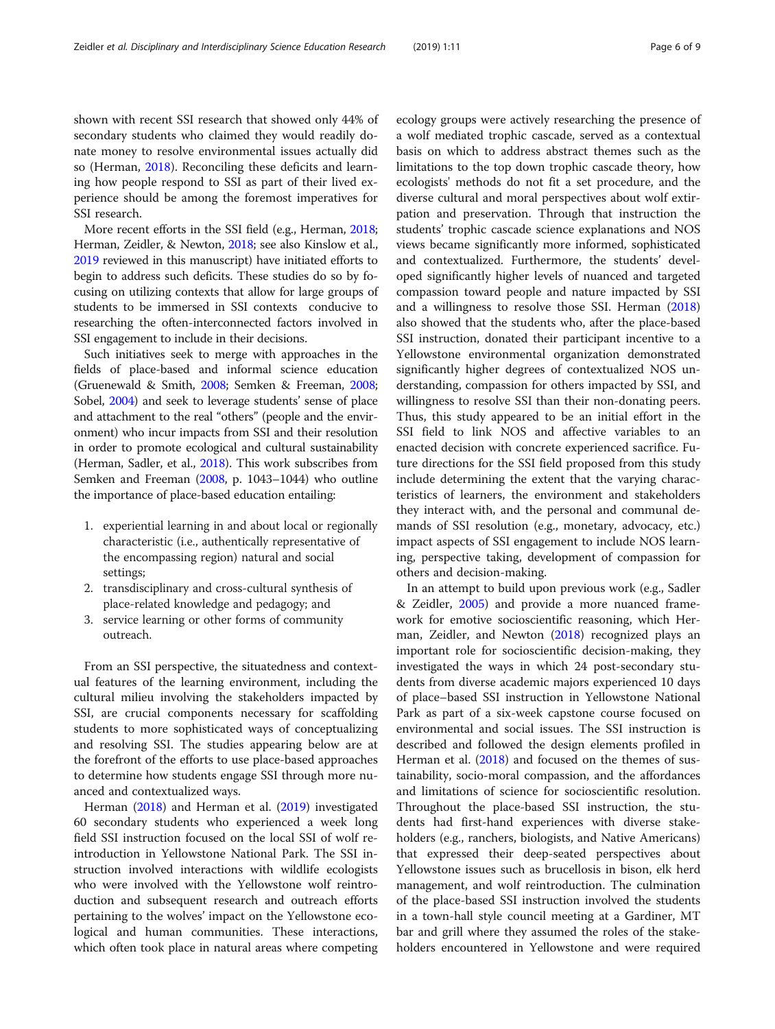shown with recent SSI research that showed only 44% of secondary students who claimed they would readily donate money to resolve environmental issues actually did so (Herman, 2018). Reconciling these deficits and learning how people respond to SSI as part of their lived experience should be among the foremost imperatives for SSI research.

More recent efforts in the SSI field (e.g., Herman, 2018; Herman, Zeidler, & Newton, 2018; see also Kinslow et al., 2019 reviewed in this manuscript) have initiated efforts to begin to address such deficits. These studies do so by focusing on utilizing contexts that allow for large groups of students to be immersed in SSI contexts conducive to researching the often-interconnected factors involved in SSI engagement to include in their decisions.

Such initiatives seek to merge with approaches in the fields of place-based and informal science education (Gruenewald & Smith, 2008; Semken & Freeman, 2008; Sobel, 2004) and seek to leverage students' sense of place and attachment to the real "others" (people and the environment) who incur impacts from SSI and their resolution in order to promote ecological and cultural sustainability (Herman, Sadler, et al., 2018). This work subscribes from Semken and Freeman (2008, p. 1043–1044) who outline the importance of place-based education entailing:

1. experiential learning in and about local or regionally characteristic (i.e., authentically representative of the encompassing region) natural and social settings;
2. transdisciplinary and cross-cultural synthesis of place-related knowledge and pedagogy; and
3. service learning or other forms of community outreach.

From an SSI perspective, the situatedness and contextual features of the learning environment, including the cultural milieu involving the stakeholders impacted by SSI, are crucial components necessary for scaffolding students to more sophisticated ways of conceptualizing and resolving SSI. The studies appearing below are at the forefront of the efforts to use place-based approaches to determine how students engage SSI through more nuanced and contextualized ways.

Herman (2018) and Herman et al. (2019) investigated 60 secondary students who experienced a week long field SSI instruction focused on the local SSI of wolf reintroduction in Yellowstone National Park. The SSI instruction involved interactions with wildlife ecologists who were involved with the Yellowstone wolf reintroduction and subsequent research and outreach efforts pertaining to the wolves' impact on the Yellowstone ecological and human communities. These interactions, which often took place in natural areas where competing ecology groups were actively researching the presence of a wolf mediated trophic cascade, served as a contextual basis on which to address abstract themes such as the limitations to the top down trophic cascade theory, how ecologists' methods do not fit a set procedure, and the diverse cultural and moral perspectives about wolf extirpation and preservation. Through that instruction the students' trophic cascade science explanations and NOS views became significantly more informed, sophisticated and contextualized. Furthermore, the students' developed significantly higher levels of nuanced and targeted compassion toward people and nature impacted by SSI and a willingness to resolve those SSI. Herman (2018) also showed that the students who, after the place-based SSI instruction, donated their participant incentive to a Yellowstone environmental organization demonstrated significantly higher degrees of contextualized NOS understanding, compassion for others impacted by SSI, and willingness to resolve SSI than their non-donating peers. Thus, this study appeared to be an initial effort in the SSI field to link NOS and affective variables to an enacted decision with concrete experienced sacrifice. Future directions for the SSI field proposed from this study include determining the extent that the varying characteristics of learners, the environment and stakeholders they interact with, and the personal and communal demands of SSI resolution (e.g., monetary, advocacy, etc.) impact aspects of SSI engagement to include NOS learning, perspective taking, development of compassion for others and decision-making.

In an attempt to build upon previous work (e.g., Sadler & Zeidler, 2005) and provide a more nuanced framework for emotive socioscientific reasoning, which Herman, Zeidler, and Newton (2018) recognized plays an important role for socioscientific decision-making, they investigated the ways in which 24 post-secondary students from diverse academic majors experienced 10 days of place–based SSI instruction in Yellowstone National Park as part of a six-week capstone course focused on environmental and social issues. The SSI instruction is described and followed the design elements profiled in Herman et al. (2018) and focused on the themes of sustainability, socio-moral compassion, and the affordances and limitations of science for socioscientific resolution. Throughout the place-based SSI instruction, the students had first-hand experiences with diverse stakeholders (e.g., ranchers, biologists, and Native Americans) that expressed their deep-seated perspectives about Yellowstone issues such as brucellosis in bison, elk herd management, and wolf reintroduction. The culmination of the place-based SSI instruction involved the students in a town-hall style council meeting at a Gardiner, MT bar and grill where they assumed the roles of the stakeholders encountered in Yellowstone and were required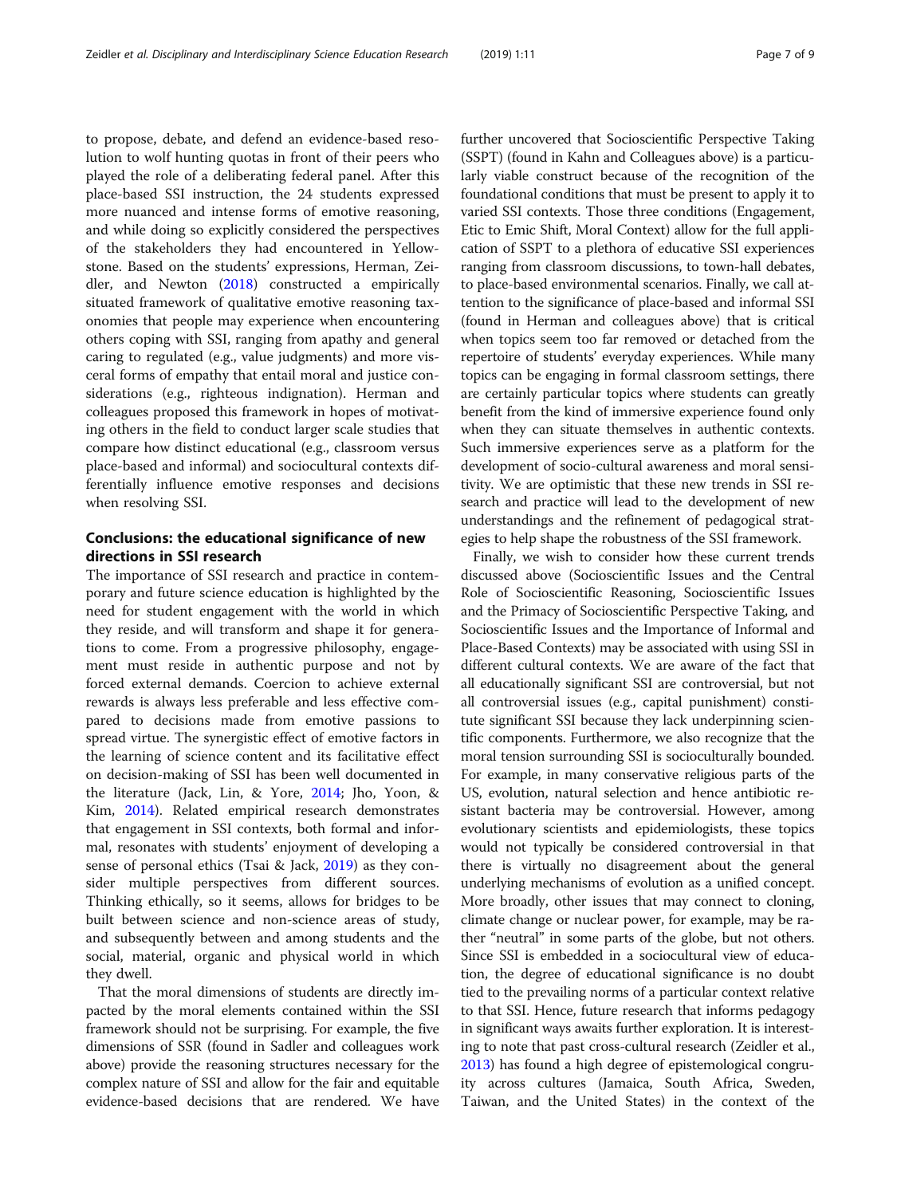to propose, debate, and defend an evidence-based resolution to wolf hunting quotas in front of their peers who played the role of a deliberating federal panel. After this place-based SSI instruction, the 24 students expressed more nuanced and intense forms of emotive reasoning, and while doing so explicitly considered the perspectives of the stakeholders they had encountered in Yellowstone. Based on the students' expressions, Herman, Zeidler, and Newton (2018) constructed a empirically situated framework of qualitative emotive reasoning taxonomies that people may experience when encountering others coping with SSI, ranging from apathy and general caring to regulated (e.g., value judgments) and more visceral forms of empathy that entail moral and justice considerations (e.g., righteous indignation). Herman and colleagues proposed this framework in hopes of motivating others in the field to conduct larger scale studies that compare how distinct educational (e.g., classroom versus place-based and informal) and sociocultural contexts differentially influence emotive responses and decisions when resolving SSI.

## Conclusions: the educational significance of new directions in SSI research

The importance of SSI research and practice in contemporary and future science education is highlighted by the need for student engagement with the world in which they reside, and will transform and shape it for generations to come. From a progressive philosophy, engagement must reside in authentic purpose and not by forced external demands. Coercion to achieve external rewards is always less preferable and less effective compared to decisions made from emotive passions to spread virtue. The synergistic effect of emotive factors in the learning of science content and its facilitative effect on decision-making of SSI has been well documented in the literature (Jack, Lin, & Yore, 2014; Jho, Yoon, & Kim, 2014). Related empirical research demonstrates that engagement in SSI contexts, both formal and informal, resonates with students' enjoyment of developing a sense of personal ethics (Tsai & Jack, 2019) as they consider multiple perspectives from different sources. Thinking ethically, so it seems, allows for bridges to be built between science and non-science areas of study, and subsequently between and among students and the social, material, organic and physical world in which they dwell.

That the moral dimensions of students are directly impacted by the moral elements contained within the SSI framework should not be surprising. For example, the five dimensions of SSR (found in Sadler and colleagues work above) provide the reasoning structures necessary for the complex nature of SSI and allow for the fair and equitable evidence-based decisions that are rendered. We have further uncovered that Socioscientific Perspective Taking (SSPT) (found in Kahn and Colleagues above) is a particularly viable construct because of the recognition of the foundational conditions that must be present to apply it to varied SSI contexts. Those three conditions (Engagement, Etic to Emic Shift, Moral Context) allow for the full application of SSPT to a plethora of educative SSI experiences ranging from classroom discussions, to town-hall debates, to place-based environmental scenarios. Finally, we call attention to the significance of place-based and informal SSI (found in Herman and colleagues above) that is critical when topics seem too far removed or detached from the repertoire of students' everyday experiences. While many topics can be engaging in formal classroom settings, there are certainly particular topics where students can greatly benefit from the kind of immersive experience found only when they can situate themselves in authentic contexts. Such immersive experiences serve as a platform for the development of socio-cultural awareness and moral sensitivity. We are optimistic that these new trends in SSI research and practice will lead to the development of new understandings and the refinement of pedagogical strategies to help shape the robustness of the SSI framework.

Finally, we wish to consider how these current trends discussed above (Socioscientific Issues and the Central Role of Socioscientific Reasoning, Socioscientific Issues and the Primacy of Socioscientific Perspective Taking, and Socioscientific Issues and the Importance of Informal and Place-Based Contexts) may be associated with using SSI in different cultural contexts. We are aware of the fact that all educationally significant SSI are controversial, but not all controversial issues (e.g., capital punishment) constitute significant SSI because they lack underpinning scientific components. Furthermore, we also recognize that the moral tension surrounding SSI is socioculturally bounded. For example, in many conservative religious parts of the US, evolution, natural selection and hence antibiotic resistant bacteria may be controversial. However, among evolutionary scientists and epidemiologists, these topics would not typically be considered controversial in that there is virtually no disagreement about the general underlying mechanisms of evolution as a unified concept. More broadly, other issues that may connect to cloning, climate change or nuclear power, for example, may be rather "neutral" in some parts of the globe, but not others. Since SSI is embedded in a sociocultural view of education, the degree of educational significance is no doubt tied to the prevailing norms of a particular context relative to that SSI. Hence, future research that informs pedagogy in significant ways awaits further exploration. It is interesting to note that past cross-cultural research (Zeidler et al., 2013) has found a high degree of epistemological congruity across cultures (Jamaica, South Africa, Sweden, Taiwan, and the United States) in the context of the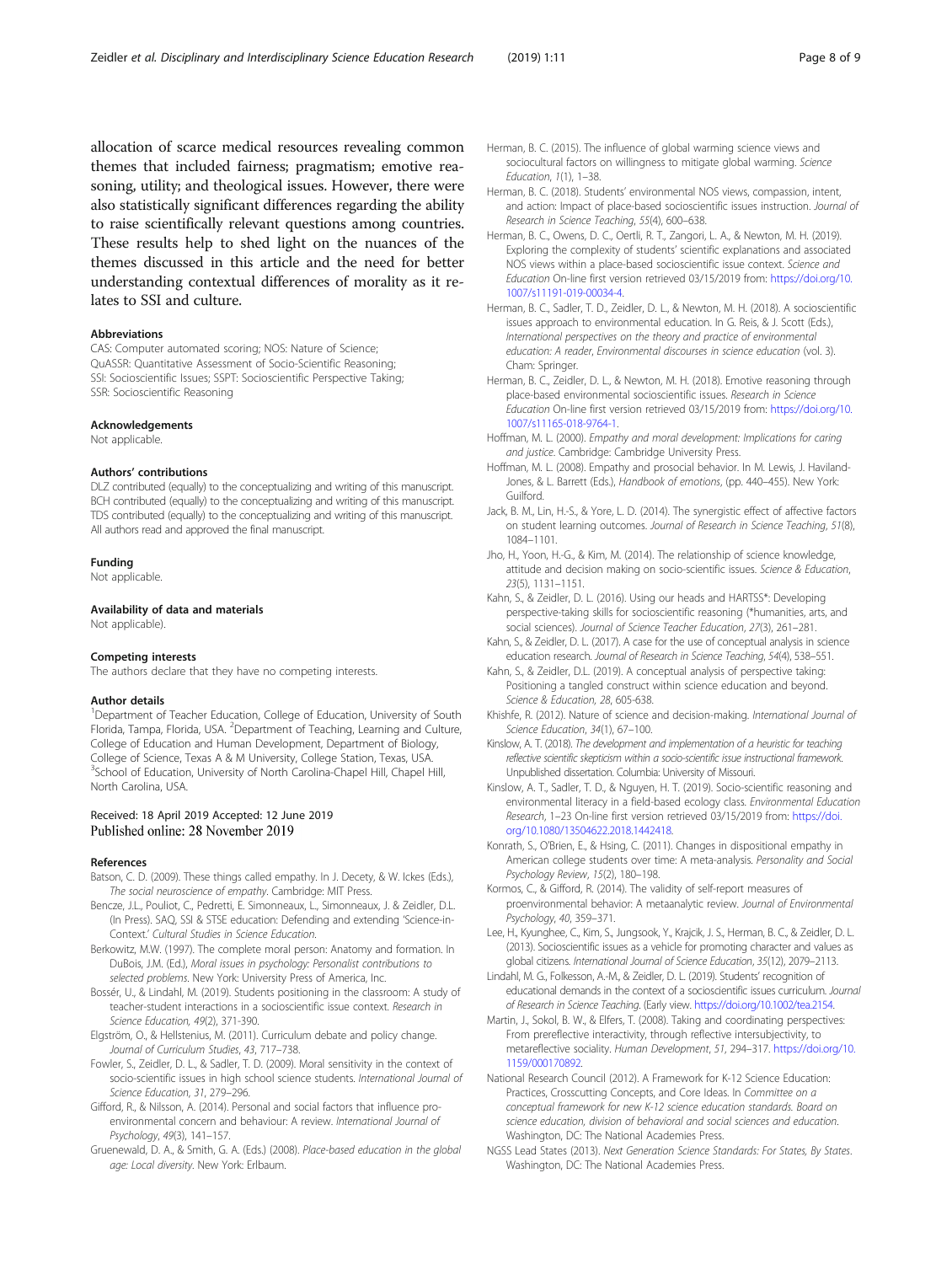allocation of scarce medical resources revealing common themes that included fairness; pragmatism; emotive reasoning, utility; and theological issues. However, there were also statistically significant differences regarding the ability to raise scientifically relevant questions among countries. These results help to shed light on the nuances of the themes discussed in this article and the need for better understanding contextual differences of morality as it relates to SSI and culture.

#### Abbreviations

CAS: Computer automated scoring; NOS: Nature of Science; QuASSR: Quantitative Assessment of Socio-Scientific Reasoning; SSI: Socioscientific Issues; SSPT: Socioscientific Perspective Taking; SSR: Socioscientific Reasoning

#### Acknowledgements

Not applicable.

#### Authors' contributions

DLZ contributed (equally) to the conceptualizing and writing of this manuscript. BCH contributed (equally) to the conceptualizing and writing of this manuscript. TDS contributed (equally) to the conceptualizing and writing of this manuscript. All authors read and approved the final manuscript.

#### Funding

Not applicable.

#### Availability of data and materials

Not applicable).

#### Competing interests

The authors declare that they have no competing interests.

#### Author details

[1]Department of Teacher Education, College of Education, University of South Florida, Tampa, Florida, USA. [2]Department of Teaching, Learning and Culture, College of Education and Human Development, Department of Biology, College of Science, Texas A & M University, College Station, Texas, USA. [3]School of Education, University of North Carolina-Chapel Hill, Chapel Hill, North Carolina, USA.

Received: 18 April 2019 Accepted: 12 June 2019
Published online: 28 November 2019

#### References

Batson, C. D. (2009). These things called empathy. In J. Decety, & W. Ickes (Eds.), *The social neuroscience of empathy*. Cambridge: MIT Press.

Bencze, J.L., Pouliot, C., Pedretti, E. Simonneaux, L., Simonneaux, J. & Zeidler, D.L. (In Press). SAQ, SSI & STSE education: Defending and extending 'Science-in-Context.' *Cultural Studies in Science Education*.

Berkowitz, M.W. (1997). The complete moral person: Anatomy and formation. In DuBois, J.M. (Ed.), *Moral issues in psychology: Personalist contributions to selected problems*. New York: University Press of America, Inc.

Bossér, U., & Lindahl, M. (2019). Students positioning in the classroom: A study of teacher-student interactions in a socioscientific issue context. *Research in Science Education, 49*(2), 371-390.

Elgström, O., & Hellstenius, M. (2011). Curriculum debate and policy change. *Journal of Curriculum Studies, 43*, 717–738.

Fowler, S., Zeidler, D. L., & Sadler, T. D. (2009). Moral sensitivity in the context of socio-scientific issues in high school science students. *International Journal of Science Education, 31*, 279–296.

Gifford, R., & Nilsson, A. (2014). Personal and social factors that influence pro-environmental concern and behaviour: A review. *International Journal of Psychology, 49*(3), 141–157.

Gruenewald, D. A., & Smith, G. A. (Eds.) (2008). *Place-based education in the global age: Local diversity*. New York: Erlbaum.

Herman, B. C. (2015). The influence of global warming science views and sociocultural factors on willingness to mitigate global warming. *Science Education, 1*(1), 1–38.

Herman, B. C. (2018). Students' environmental NOS views, compassion, intent, and action: Impact of place-based socioscientific issues instruction. *Journal of Research in Science Teaching, 55*(4), 600–638.

Herman, B. C., Owens, D. C., Oertli, R. T., Zangori, L. A., & Newton, M. H. (2019). Exploring the complexity of students' scientific explanations and associated NOS views within a place-based socioscientific issue context. *Science and Education* On-line first version retrieved 03/15/2019 from: https://doi.org/10.1007/s11191-019-00034-4.

Herman, B. C., Sadler, T. D., Zeidler, D. L., & Newton, M. H. (2018). A socioscientific issues approach to environmental education. In G. Reis, & J. Scott (Eds.), *International perspectives on the theory and practice of environmental education: A reader*, *Environmental discourses in science education* (vol. 3). Cham: Springer.

Herman, B. C., Zeidler, D. L., & Newton, M. H. (2018). Emotive reasoning through place-based environmental socioscientific issues. *Research in Science Education* On-line first version retrieved 03/15/2019 from: https://doi.org/10.1007/s11165-018-9764-1.

Hoffman, M. L. (2000). *Empathy and moral development: Implications for caring and justice*. Cambridge: Cambridge University Press.

Hoffman, M. L. (2008). Empathy and prosocial behavior. In M. Lewis, J. Haviland-Jones, & L. Barrett (Eds.), *Handbook of emotions*, (pp. 440–455). New York: Guilford.

Jack, B. M., Lin, H.-S., & Yore, L. D. (2014). The synergistic effect of affective factors on student learning outcomes. *Journal of Research in Science Teaching, 51*(8), 1084–1101.

Jho, H., Yoon, H.-G., & Kim, M. (2014). The relationship of science knowledge, attitude and decision making on socio-scientific issues. *Science & Education, 23*(5), 1131–1151.

Kahn, S., & Zeidler, D. L. (2016). Using our heads and HARTSS*: Developing perspective-taking skills for socioscientific reasoning (*humanities, arts, and social sciences). *Journal of Science Teacher Education, 27*(3), 261–281.

Kahn, S., & Zeidler, D. L. (2017). A case for the use of conceptual analysis in science education research. *Journal of Research in Science Teaching, 54*(4), 538–551.

Kahn, S., & Zeidler, D.L. (2019). A conceptual analysis of perspective taking: Positioning a tangled construct within science education and beyond. *Science & Education, 28*, 605-638.

Khishfe, R. (2012). Nature of science and decision-making. *International Journal of Science Education, 34*(1), 67–100.

Kinslow, A. T. (2018). *The development and implementation of a heuristic for teaching reflective scientific skepticism within a socio-scientific issue instructional framework*. Unpublished dissertation. Columbia: University of Missouri.

Kinslow, A. T., Sadler, T. D., & Nguyen, H. T. (2019). Socio-scientific reasoning and environmental literacy in a field-based ecology class. *Environmental Education Research*, 1–23 On-line first version retrieved 03/15/2019 from: https://doi.org/10.1080/13504622.2018.1442418.

Konrath, S., O'Brien, E., & Hsing, C. (2011). Changes in dispositional empathy in American college students over time: A meta-analysis. *Personality and Social Psychology Review, 15*(2), 180–198.

Kormos, C., & Gifford, R. (2014). The validity of self-report measures of proenvironmental behavior: A metaanalytic review. *Journal of Environmental Psychology, 40*, 359–371.

Lee, H., Kyunghee, C., Kim, S., Jungsook, Y., Krajcik, J. S., Herman, B. C., & Zeidler, D. L. (2013). Socioscientific issues as a vehicle for promoting character and values as global citizens. *International Journal of Science Education, 35*(12), 2079–2113.

Lindahl, M. G., Folkesson, A.-M., & Zeidler, D. L. (2019). Students' recognition of educational demands in the context of a socioscientific issues curriculum. *Journal of Research in Science Teaching*. (Early view. https://doi.org/10.1002/tea.2154.

Martin, J., Sokol, B. W., & Elfers, T. (2008). Taking and coordinating perspectives: From prereflective interactivity, through reflective intersubjectivity, to metareflective sociality. *Human Development, 51*, 294–317. https://doi.org/10.1159/000170892.

National Research Council (2012). A Framework for K-12 Science Education: Practices, Crosscutting Concepts, and Core Ideas. In *Committee on a conceptual framework for new K-12 science education standards. Board on science education, division of behavioral and social sciences and education*. Washington, DC: The National Academies Press.

NGSS Lead States (2013). *Next Generation Science Standards: For States, By States*. Washington, DC: The National Academies Press.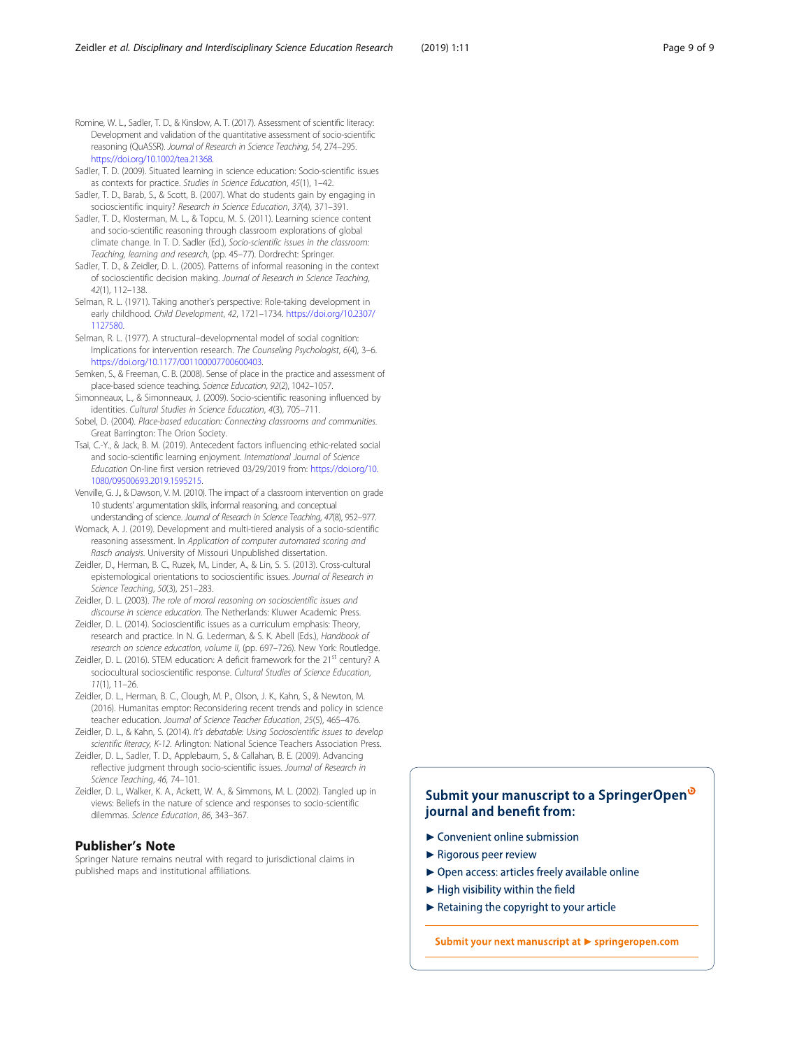Romine, W. L., Sadler, T. D., & Kinslow, A. T. (2017). Assessment of scientific literacy: Development and validation of the quantitative assessment of socio-scientific reasoning (QuASSR). *Journal of Research in Science Teaching*, *54*, 274–295. https://doi.org/10.1002/tea.21368.

Sadler, T. D. (2009). Situated learning in science education: Socio-scientific issues as contexts for practice. *Studies in Science Education*, *45*(1), 1–42.

Sadler, T. D., Barab, S., & Scott, B. (2007). What do students gain by engaging in socioscientific inquiry? *Research in Science Education*, *37*(4), 371–391.

Sadler, T. D., Klosterman, M. L., & Topcu, M. S. (2011). Learning science content and socio-scientific reasoning through classroom explorations of global climate change. In T. D. Sadler (Ed.), *Socio-scientific issues in the classroom: Teaching, learning and research*, (pp. 45–77). Dordrecht: Springer.

Sadler, T. D., & Zeidler, D. L. (2005). Patterns of informal reasoning in the context of socioscientific decision making. *Journal of Research in Science Teaching*, *42*(1), 112–138.

Selman, R. L. (1971). Taking another's perspective: Role-taking development in early childhood. *Child Development*, *42*, 1721–1734. https://doi.org/10.2307/1127580.

Selman, R. L. (1977). A structural–developmental model of social cognition: Implications for intervention research. *The Counseling Psychologist*, *6*(4), 3–6. https://doi.org/10.1177/001100007700600403.

Semken, S., & Freeman, C. B. (2008). Sense of place in the practice and assessment of place-based science teaching. *Science Education*, *92*(2), 1042–1057.

Simonneaux, L., & Simonneaux, J. (2009). Socio-scientific reasoning influenced by identities. *Cultural Studies in Science Education*, *4*(3), 705–711.

Sobel, D. (2004). *Place-based education: Connecting classrooms and communities*. Great Barrington: The Orion Society.

Tsai, C.-Y., & Jack, B. M. (2019). Antecedent factors influencing ethic-related social and socio-scientific learning enjoyment. *International Journal of Science Education* On-line first version retrieved 03/29/2019 from: https://doi.org/10.1080/09500693.2019.1595215.

Venville, G. J., & Dawson, V. M. (2010). The impact of a classroom intervention on grade 10 students' argumentation skills, informal reasoning, and conceptual understanding of science. *Journal of Research in Science Teaching*, *47*(8), 952–977.

Womack, A. J. (2019). Development and multi-tiered analysis of a socio-scientific reasoning assessment. In *Application of computer automated scoring and Rasch analysis*. University of Missouri Unpublished dissertation.

Zeidler, D., Herman, B. C., Ruzek, M., Linder, A., & Lin, S. S. (2013). Cross-cultural epistemological orientations to socioscientific issues. *Journal of Research in Science Teaching*, *50*(3), 251–283.

Zeidler, D. L. (2003). *The role of moral reasoning on socioscientific issues and discourse in science education*. The Netherlands: Kluwer Academic Press.

Zeidler, D. L. (2014). Socioscientific issues as a curriculum emphasis: Theory, research and practice. In N. G. Lederman, & S. K. Abell (Eds.), *Handbook of research on science education, volume II*, (pp. 697–726). New York: Routledge.

Zeidler, D. L. (2016). STEM education: A deficit framework for the 21st century? A sociocultural socioscientific response. *Cultural Studies of Science Education*, *11*(1), 11–26.

Zeidler, D. L., Herman, B. C., Clough, M. P., Olson, J. K., Kahn, S., & Newton, M. (2016). Humanitas emptor: Reconsidering recent trends and policy in science teacher education. *Journal of Science Teacher Education*, *25*(5), 465–476.

Zeidler, D. L., & Kahn, S. (2014). *It's debatable: Using Socioscientific issues to develop scientific literacy, K-12*. Arlington: National Science Teachers Association Press.

Zeidler, D. L., Sadler, T. D., Applebaum, S., & Callahan, B. E. (2009). Advancing reflective judgment through socio-scientific issues. *Journal of Research in Science Teaching*, *46*, 74–101.

Zeidler, D. L., Walker, K. A., Ackett, W. A., & Simmons, M. L. (2002). Tangled up in views: Beliefs in the nature of science and responses to socio-scientific dilemmas. *Science Education*, *86*, 343–367.

## Publisher's Note

Springer Nature remains neutral with regard to jurisdictional claims in published maps and institutional affiliations.

**Submit your manuscript to a SpringerOpen journal and benefit from:**

- ► Convenient online submission
- ► Rigorous peer review
- ► Open access: articles freely available online
- ► High visibility within the field
- ► Retaining the copyright to your article

**Submit your next manuscript at ► springeropen.com**